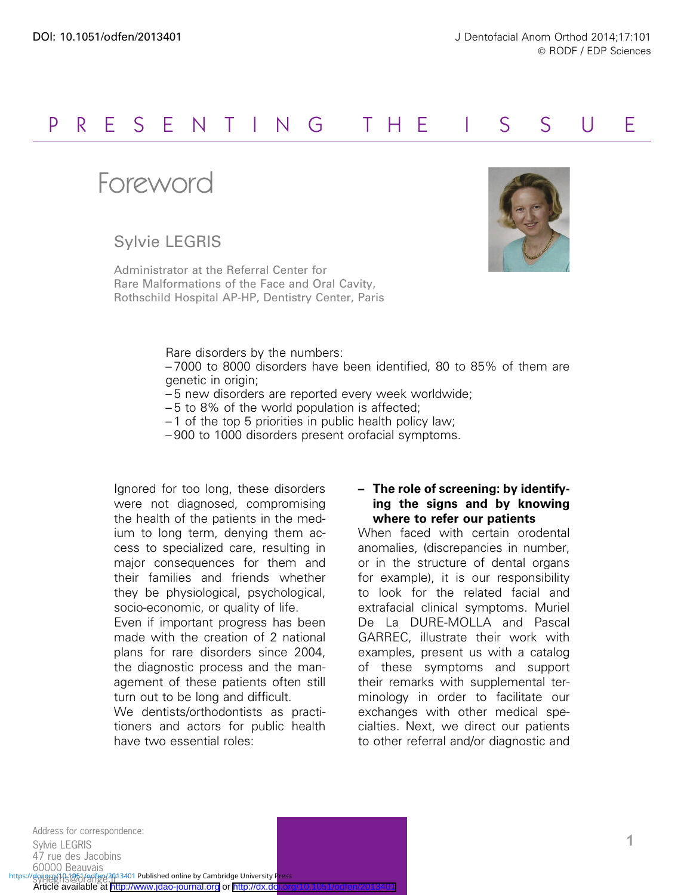# PRESENTING THE ISSUE

## Foreword

Sylvie LEGRIS

Administrator at the Referral Center for Rare Malformations of the Face and Oral Cavity, Rothschild Hospital AP-HP, Dentistry Center, Paris

Rare disorders by the numbers:

- 7000 to 8000 disorders have been identified, 80 to 85% of them are genetic in origin;
- 5 new disorders are reported every week worldwide;
- 5 to 8% of the world population is affected;
- 1 of the top 5 priorities in public health policy law;
- 900 to 1000 disorders present orofacial symptoms.

Ignored for too long, these disorders were not diagnosed, compromising the health of the patients in the medium to long term, denying them access to specialized care, resulting in major consequences for them and their families and friends whether they be physiological, psychological, socio-economic, or quality of life.

Even if important progress has been made with the creation of 2 national plans for rare disorders since 2004, the diagnostic process and the management of these patients often still turn out to be long and difficult.

We dentists/orthodontists as practitioners and actors for public health have two essential roles:

- **The role of screening: by identifying the signs and by knowing where to refer our patients**

When faced with certain orodental anomalies, (discrepancies in number, or in the structure of dental organs for example), it is our responsibility to look for the related facial and extrafacial clinical symptoms. Muriel De La DURE-MOLLA and Pascal GARREC, illustrate their work with examples, present us with a catalog of these symptoms and support their remarks with supplemental terminology in order to facilitate our exchanges with other medical specialties. Next, we direct our patients to other referral and/or diagnostic and

Address for correspondence:
Sylvie LEGRIS
47 rue des Jacobins
60000 Beauvais
sylegris@orange.fr

Article available at http://www.jdao-journal.org or http://dx.doi.org/10.1051/odfen/2013401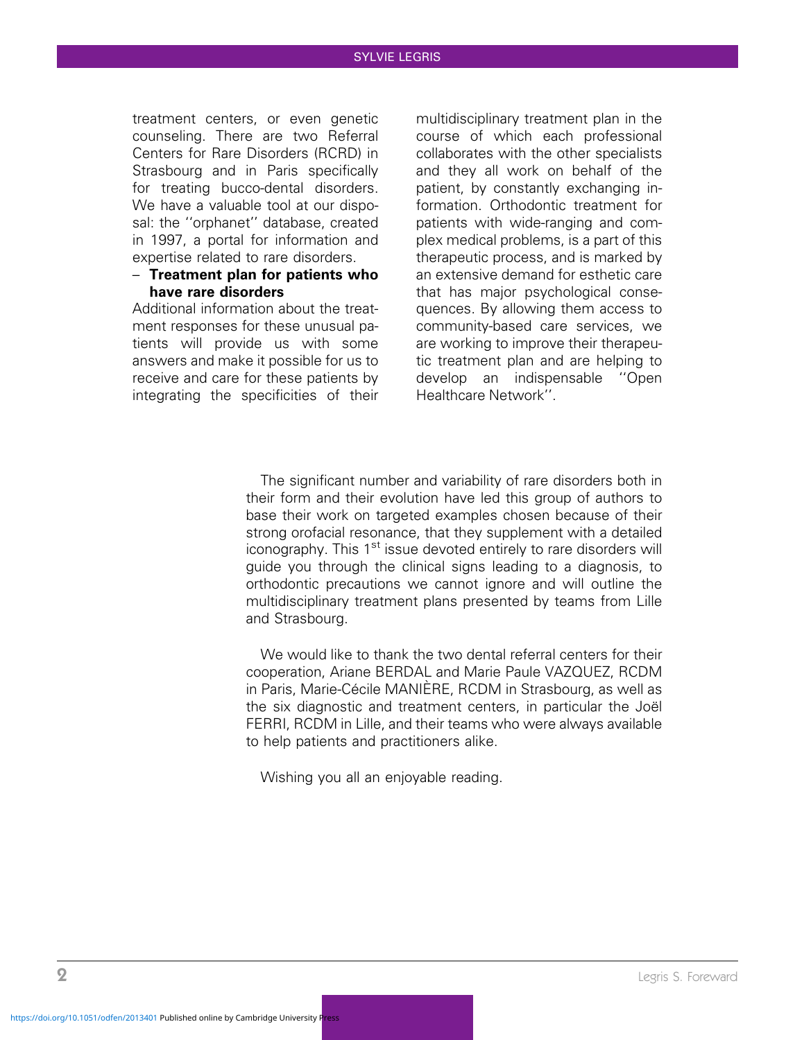treatment centers, or even genetic counseling. There are two Referral Centers for Rare Disorders (RCRD) in Strasbourg and in Paris specifically for treating bucco-dental disorders. We have a valuable tool at our disposal: the ''orphanet'' database, created in 1997, a portal for information and expertise related to rare disorders.

– **Treatment plan for patients who have rare disorders**

Additional information about the treatment responses for these unusual patients will provide us with some answers and make it possible for us to receive and care for these patients by integrating the specificities of their multidisciplinary treatment plan in the course of which each professional collaborates with the other specialists and they all work on behalf of the patient, by constantly exchanging information. Orthodontic treatment for patients with wide-ranging and complex medical problems, is a part of this therapeutic process, and is marked by an extensive demand for esthetic care that has major psychological consequences. By allowing them access to community-based care services, we are working to improve their therapeutic treatment plan and are helping to develop an indispensable ''Open Healthcare Network''.

The significant number and variability of rare disorders both in their form and their evolution have led this group of authors to base their work on targeted examples chosen because of their strong orofacial resonance, that they supplement with a detailed iconography. This 1st issue devoted entirely to rare disorders will guide you through the clinical signs leading to a diagnosis, to orthodontic precautions we cannot ignore and will outline the multidisciplinary treatment plans presented by teams from Lille and Strasbourg.

We would like to thank the two dental referral centers for their cooperation, Ariane BERDAL and Marie Paule VAZQUEZ, RCDM in Paris, Marie-Cécile MANIÈRE, RCDM in Strasbourg, as well as the six diagnostic and treatment centers, in particular the Joël FERRI, RCDM in Lille, and their teams who were always available to help patients and practitioners alike.

Wishing you all an enjoyable reading.